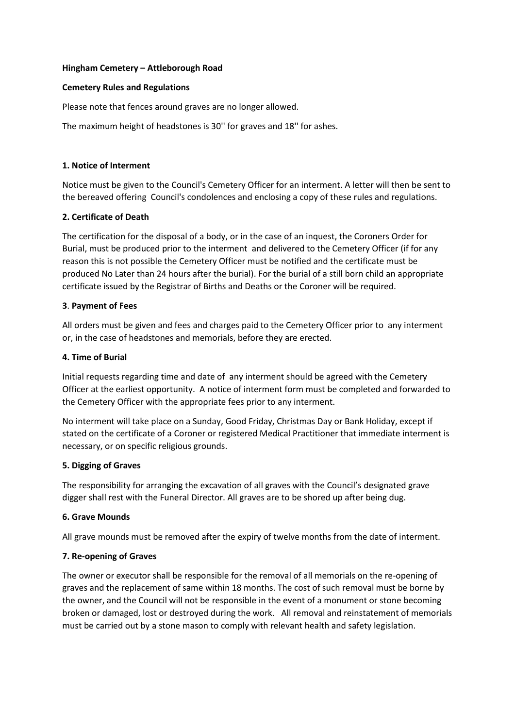**Hingham Cemetery – Attleborough Road**

**Cemetery Rules and Regulations**

Please note that fences around graves are no longer allowed.

The maximum height of headstones is 30'' for graves and 18'' for ashes.

**1. Notice of Interment**

Notice must be given to the Council's Cemetery Officer for an interment. A letter will then be sent to the bereaved offering Council's condolences and enclosing a copy of these rules and regulations.

**2. Certificate of Death**

The certification for the disposal of a body, or in the case of an inquest, the Coroners Order for Burial, must be produced prior to the interment and delivered to the Cemetery Officer (if for any reason this is not possible the Cemetery Officer must be notified and the certificate must be produced No Later than 24 hours after the burial). For the burial of a still born child an appropriate certificate issued by the Registrar of Births and Deaths or the Coroner will be required.

**3**. **Payment of Fees**

All orders must be given and fees and charges paid to the Cemetery Officer prior to any interment or, in the case of headstones and memorials, before they are erected.

**4. Time of Burial**

Initial requests regarding time and date of any interment should be agreed with the Cemetery Officer at the earliest opportunity. A notice of interment form must be completed and forwarded to the Cemetery Officer with the appropriate fees prior to any interment.

No interment will take place on a Sunday, Good Friday, Christmas Day or Bank Holiday, except if stated on the certificate of a Coroner or registered Medical Practitioner that immediate interment is necessary, or on specific religious grounds.

**5. Digging of Graves**

The responsibility for arranging the excavation of all graves with the Council's designated grave digger shall rest with the Funeral Director. All graves are to be shored up after being dug.

**6. Grave Mounds**

All grave mounds must be removed after the expiry of twelve months from the date of interment.

**7. Re-opening of Graves**

The owner or executor shall be responsible for the removal of all memorials on the re-opening of graves and the replacement of same within 18 months. The cost of such removal must be borne by the owner, and the Council will not be responsible in the event of a monument or stone becoming broken or damaged, lost or destroyed during the work. All removal and reinstatement of memorials must be carried out by a stone mason to comply with relevant health and safety legislation.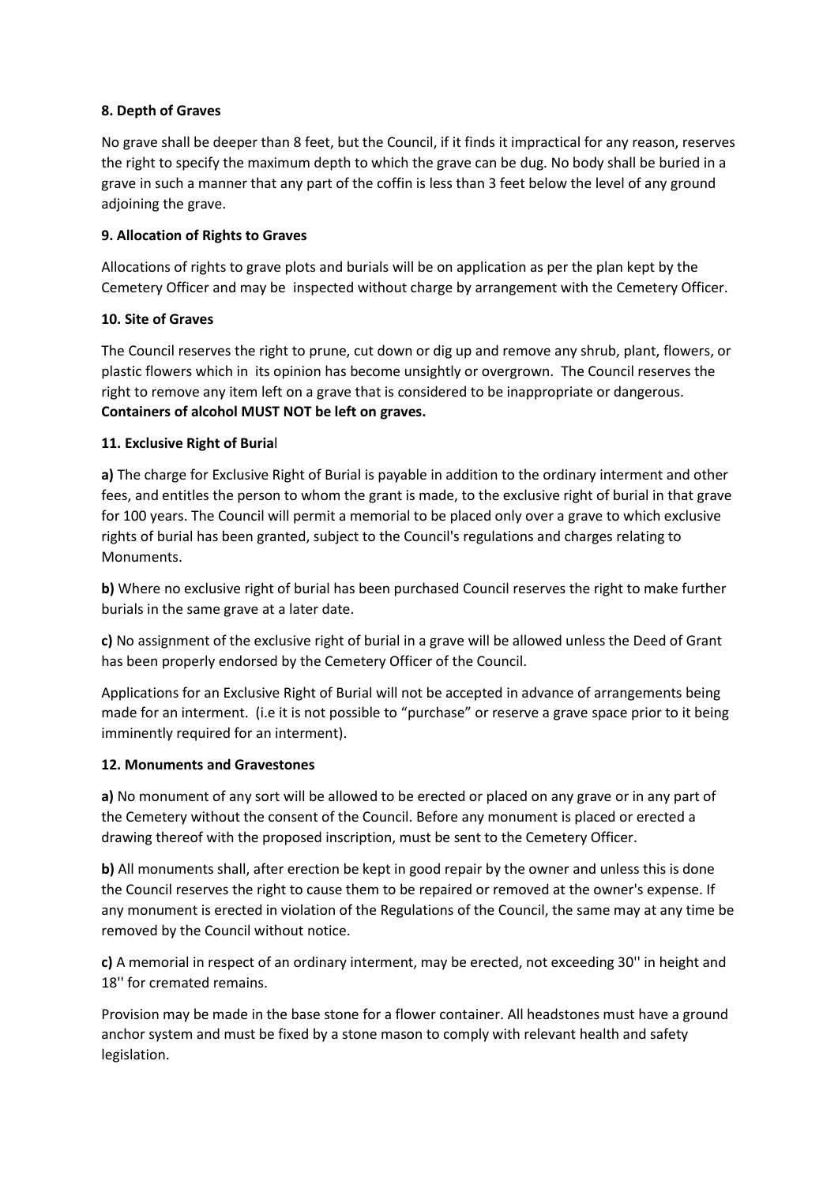**8. Depth of Graves**

No grave shall be deeper than 8 feet, but the Council, if it finds it impractical for any reason, reserves the right to specify the maximum depth to which the grave can be dug. No body shall be buried in a grave in such a manner that any part of the coffin is less than 3 feet below the level of any ground adjoining the grave.

**9. Allocation of Rights to Graves**

Allocations of rights to grave plots and burials will be on application as per the plan kept by the Cemetery Officer and may be inspected without charge by arrangement with the Cemetery Officer.

**10. Site of Graves**

The Council reserves the right to prune, cut down or dig up and remove any shrub, plant, flowers, or plastic flowers which in its opinion has become unsightly or overgrown. The Council reserves the right to remove any item left on a grave that is considered to be inappropriate or dangerous. **Containers of alcohol MUST NOT be left on graves.**

**11. Exclusive Right of Burial**

**a)** The charge for Exclusive Right of Burial is payable in addition to the ordinary interment and other fees, and entitles the person to whom the grant is made, to the exclusive right of burial in that grave for 100 years. The Council will permit a memorial to be placed only over a grave to which exclusive rights of burial has been granted, subject to the Council's regulations and charges relating to Monuments.

**b)** Where no exclusive right of burial has been purchased Council reserves the right to make further burials in the same grave at a later date.

**c)** No assignment of the exclusive right of burial in a grave will be allowed unless the Deed of Grant has been properly endorsed by the Cemetery Officer of the Council.

Applications for an Exclusive Right of Burial will not be accepted in advance of arrangements being made for an interment. (i.e it is not possible to "purchase" or reserve a grave space prior to it being imminently required for an interment).

**12. Monuments and Gravestones**

**a)** No monument of any sort will be allowed to be erected or placed on any grave or in any part of the Cemetery without the consent of the Council. Before any monument is placed or erected a drawing thereof with the proposed inscription, must be sent to the Cemetery Officer.

**b)** All monuments shall, after erection be kept in good repair by the owner and unless this is done the Council reserves the right to cause them to be repaired or removed at the owner's expense. If any monument is erected in violation of the Regulations of the Council, the same may at any time be removed by the Council without notice.

**c)** A memorial in respect of an ordinary interment, may be erected, not exceeding 30'' in height and 18'' for cremated remains.

Provision may be made in the base stone for a flower container. All headstones must have a ground anchor system and must be fixed by a stone mason to comply with relevant health and safety legislation.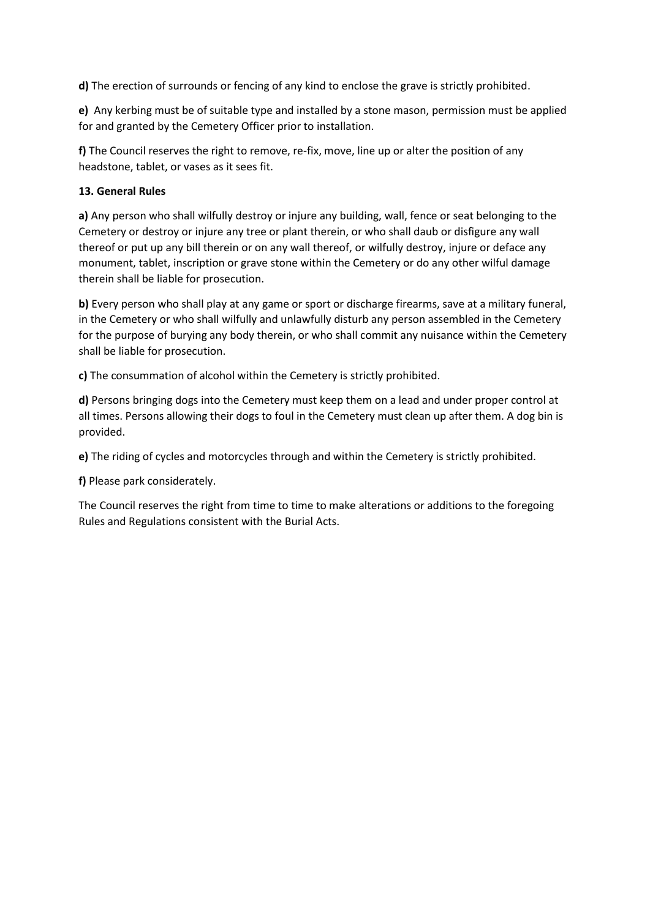**d)** The erection of surrounds or fencing of any kind to enclose the grave is strictly prohibited.

**e)** Any kerbing must be of suitable type and installed by a stone mason, permission must be applied for and granted by the Cemetery Officer prior to installation.

**f)** The Council reserves the right to remove, re-fix, move, line up or alter the position of any headstone, tablet, or vases as it sees fit.

**13. General Rules**

**a)** Any person who shall wilfully destroy or injure any building, wall, fence or seat belonging to the Cemetery or destroy or injure any tree or plant therein, or who shall daub or disfigure any wall thereof or put up any bill therein or on any wall thereof, or wilfully destroy, injure or deface any monument, tablet, inscription or grave stone within the Cemetery or do any other wilful damage therein shall be liable for prosecution.

**b)** Every person who shall play at any game or sport or discharge firearms, save at a military funeral, in the Cemetery or who shall wilfully and unlawfully disturb any person assembled in the Cemetery for the purpose of burying any body therein, or who shall commit any nuisance within the Cemetery shall be liable for prosecution.

**c)** The consummation of alcohol within the Cemetery is strictly prohibited.

**d)** Persons bringing dogs into the Cemetery must keep them on a lead and under proper control at all times. Persons allowing their dogs to foul in the Cemetery must clean up after them. A dog bin is provided.

**e)** The riding of cycles and motorcycles through and within the Cemetery is strictly prohibited.

**f)** Please park considerately.

The Council reserves the right from time to time to make alterations or additions to the foregoing Rules and Regulations consistent with the Burial Acts.